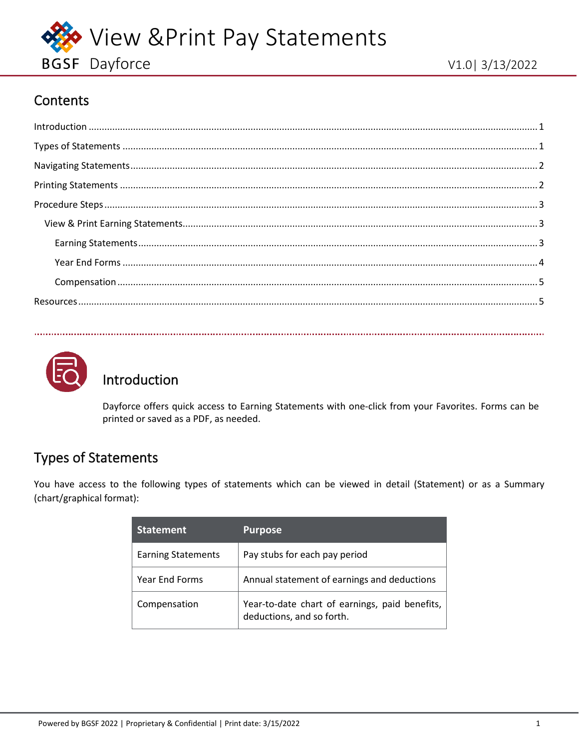# View &Print Pay Statements

BGSF Dayforce

V1.0| 3/13/2022

## Contents

Introduction ..... 1
Types of Statements ..... 1
Navigating Statements ..... 2
Printing Statements ..... 2
Procedure Steps ..... 3
- View & Print Earning Statements ..... 3
  - Earning Statements ..... 3
  - Year End Forms ..... 4
  - Compensation ..... 5

Resources ..... 5

## Introduction

Dayforce offers quick access to Earning Statements with one-click from your Favorites. Forms can be printed or saved as a PDF, as needed.

## Types of Statements

You have access to the following types of statements which can be viewed in detail (Statement) or as a Summary (chart/graphical format):

| Statement | Purpose |
| --- | --- |
| Earning Statements | Pay stubs for each pay period |
| Year End Forms | Annual statement of earnings and deductions |
| Compensation | Year-to-date chart of earnings, paid benefits, deductions, and so forth. |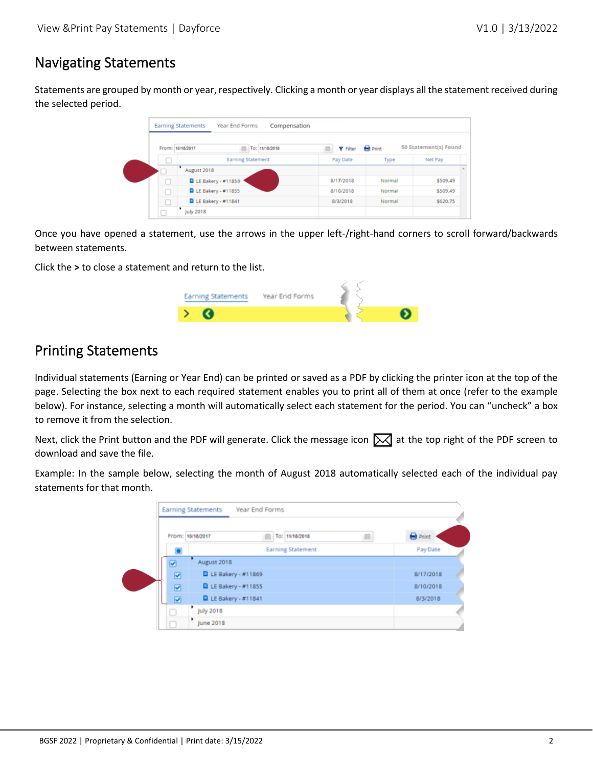## Navigating Statements

Statements are grouped by month or year, respectively. Clicking a month or year displays all the statement received during the selected period.

Once you have opened a statement, use the arrows in the upper left-/right-hand corners to scroll forward/backwards between statements.

Click the **>** to close a statement and return to the list.

## Printing Statements

Individual statements (Earning or Year End) can be printed or saved as a PDF by clicking the printer icon at the top of the page. Selecting the box next to each required statement enables you to print all of them at once (refer to the example below). For instance, selecting a month will automatically select each statement for the period. You can "uncheck" a box to remove it from the selection.

Next, click the Print button and the PDF will generate. Click the message icon at the top right of the PDF screen to download and save the file.

Example: In the sample below, selecting the month of August 2018 automatically selected each of the individual pay statements for that month.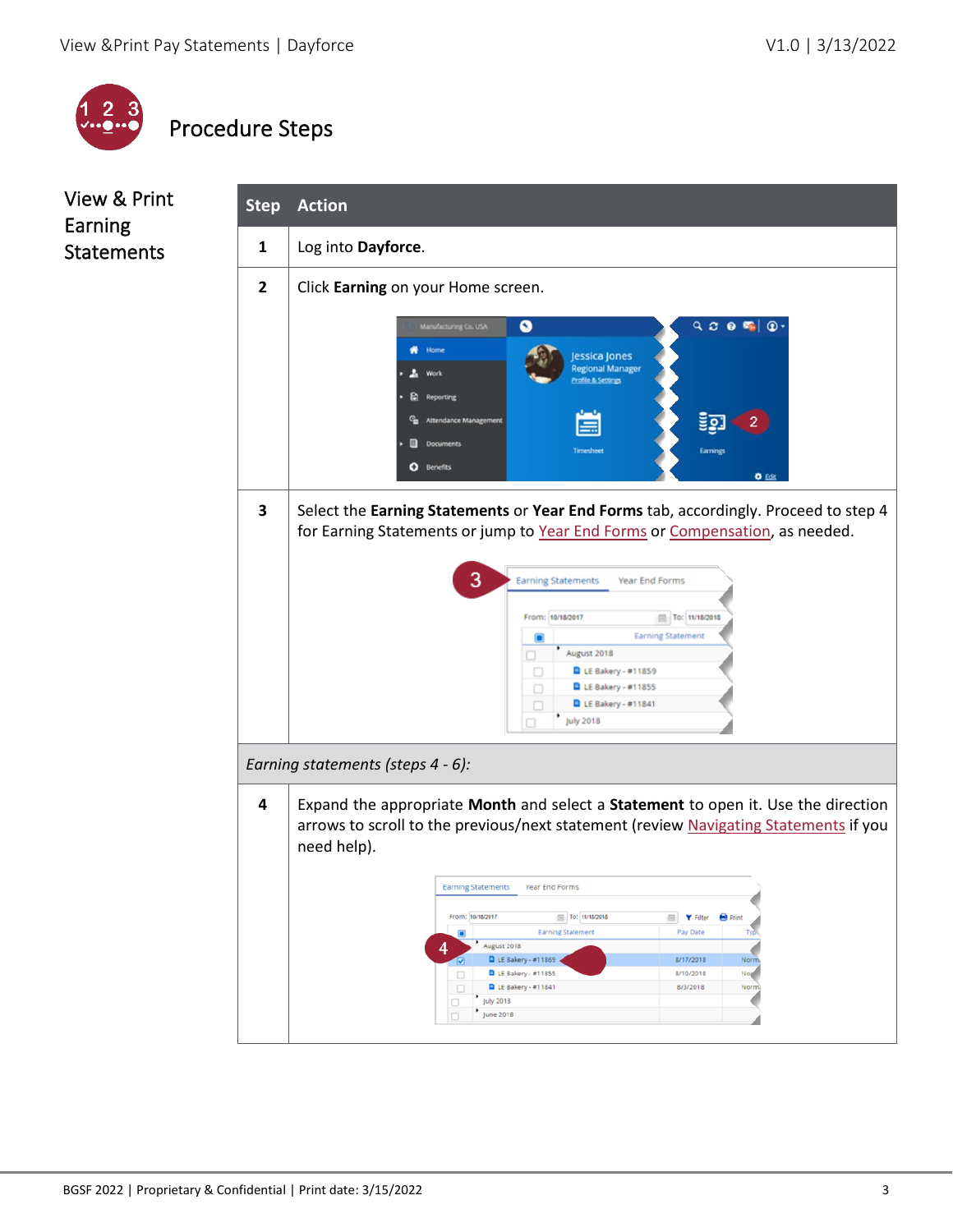# Procedure Steps

## View & Print Earning Statements

| Step | Action |
|---|---|
| 1 | Log into **Dayforce**. |
| 2 | Click **Earning** on your Home screen. |
| 3 | Select the **Earning Statements** or **Year End Forms** tab, accordingly. Proceed to step 4 for Earning Statements or jump to Year End Forms or Compensation, as needed. |
| *Earning statements (steps 4 - 6):* | |
| 4 | Expand the appropriate **Month** and select a **Statement** to open it. Use the direction arrows to scroll to the previous/next statement (review Navigating Statements if you need help). |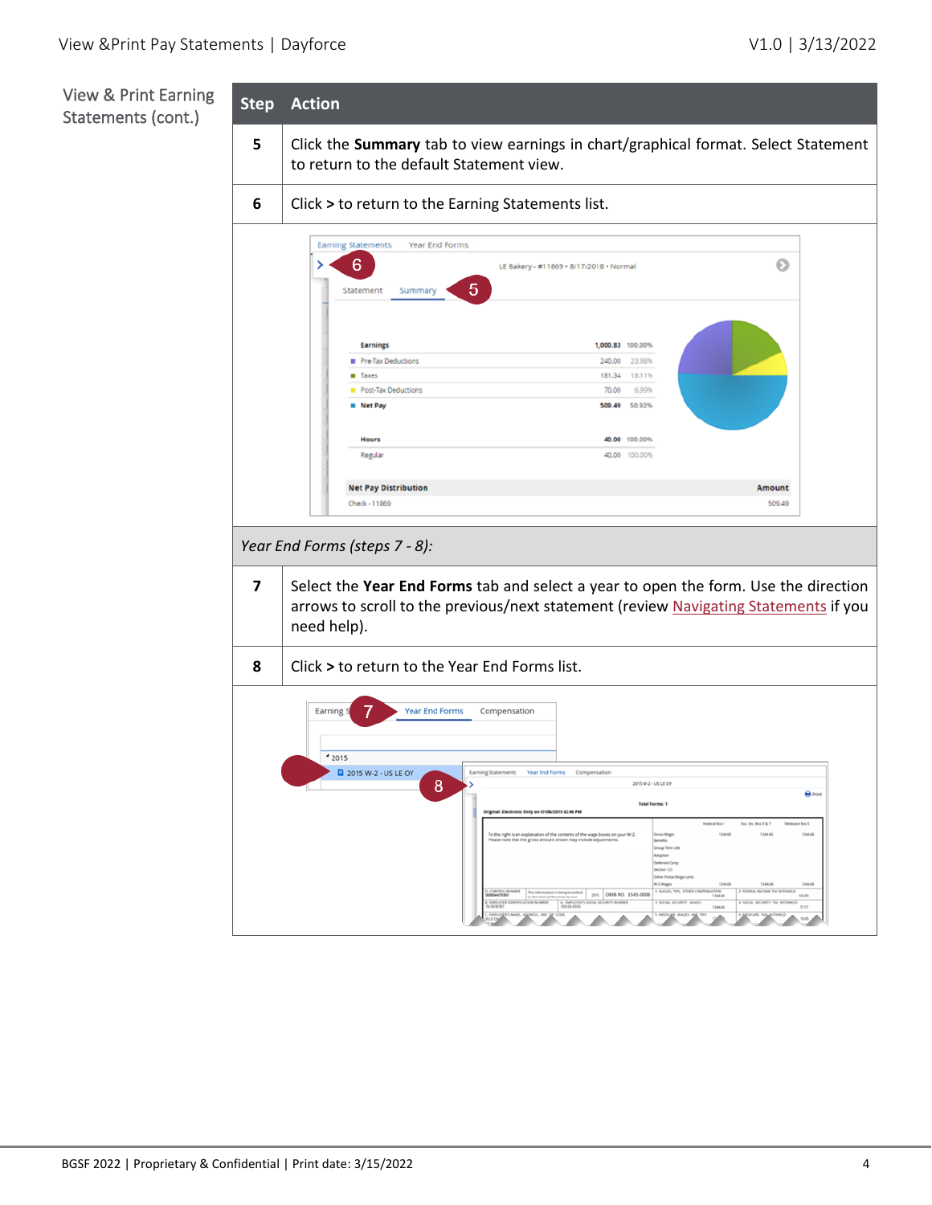## View & Print Earning Statements (cont.)

| Step | Action |
|---|---|
| 5 | Click the **Summary** tab to view earnings in chart/graphical format. Select Statement to return to the default Statement view. |
| 6 | Click **>** to return to the Earning Statements list. |
| *Year End Forms (steps 7 - 8):* | |
| 7 | Select the **Year End Forms** tab and select a year to open the form. Use the direction arrows to scroll to the previous/next statement (review Navigating Statements if you need help). |
| 8 | Click **>** to return to the Year End Forms list. |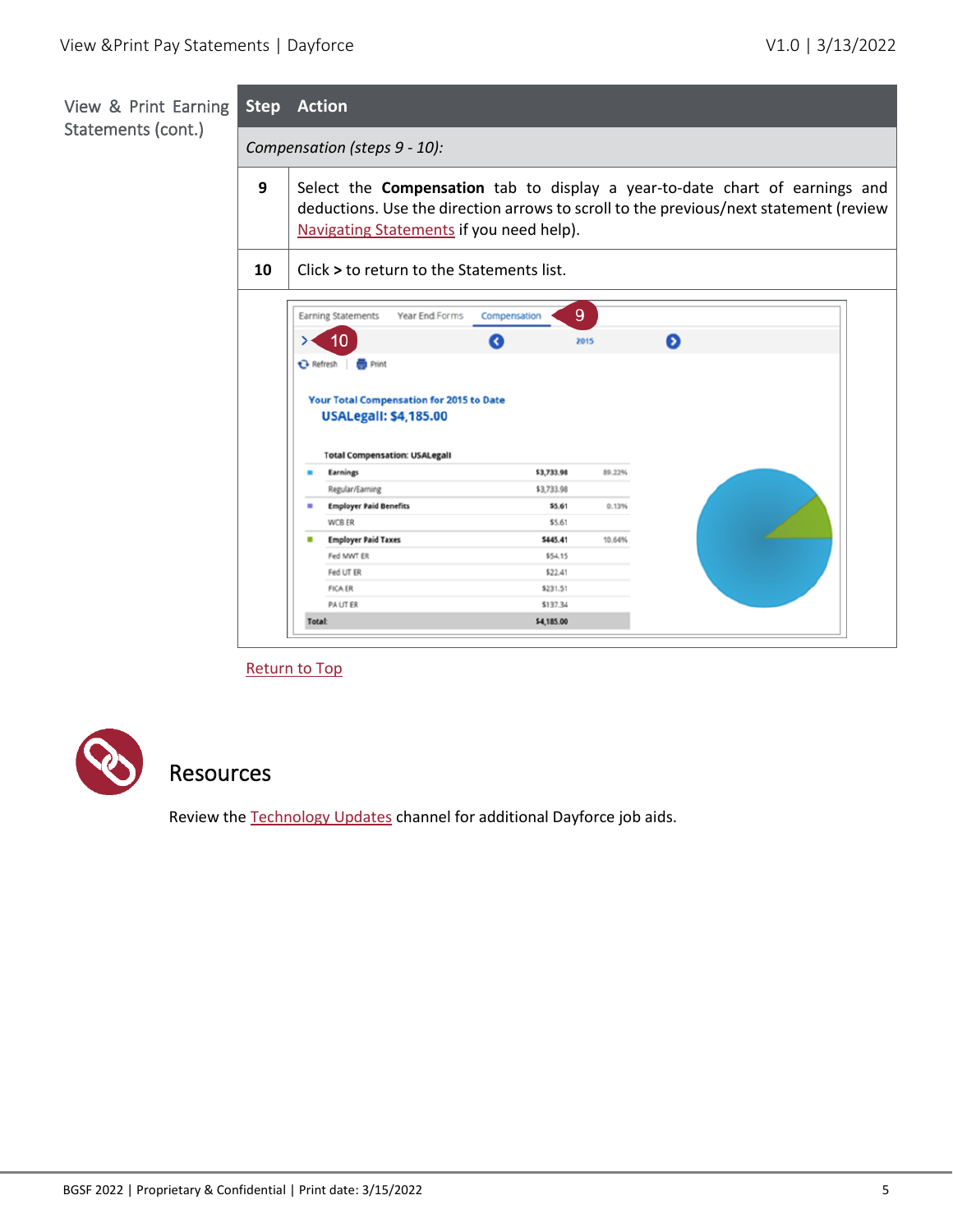View & Print Earning Statements (cont.)

| Step | Action |
|---|---|
| *Compensation (steps 9 - 10):* | |
| 9 | Select the **Compensation** tab to display a year-to-date chart of earnings and deductions. Use the direction arrows to scroll to the previous/next statement (review Navigating Statements if you need help). |
| 10 | Click **>** to return to the Statements list. |

Earning Statements
Year End Forms
Compensation
9
10
2015
Refresh
Print

Your Total Compensation for 2015 to Date
USALegalI: $4,185.00

| Total Compensation: USALegalI | | |
|---|---|---|
| **Earnings** | **$3,733.98** | 89.22% |
| Regular/Earning | $3,733.98 | |
| **Employer Paid Benefits** | **$5.61** | 0.13% |
| WCB ER | $5.61 | |
| **Employer Paid Taxes** | **$445.41** | 10.64% |
| Fed MWT ER | $54.15 | |
| Fed UT ER | $22.41 | |
| FICA ER | $231.51 | |
| PA UT ER | $137.34 | |
| **Total:** | **$4,185.00** | |

Return to Top

## Resources

Review the Technology Updates channel for additional Dayforce job aids.